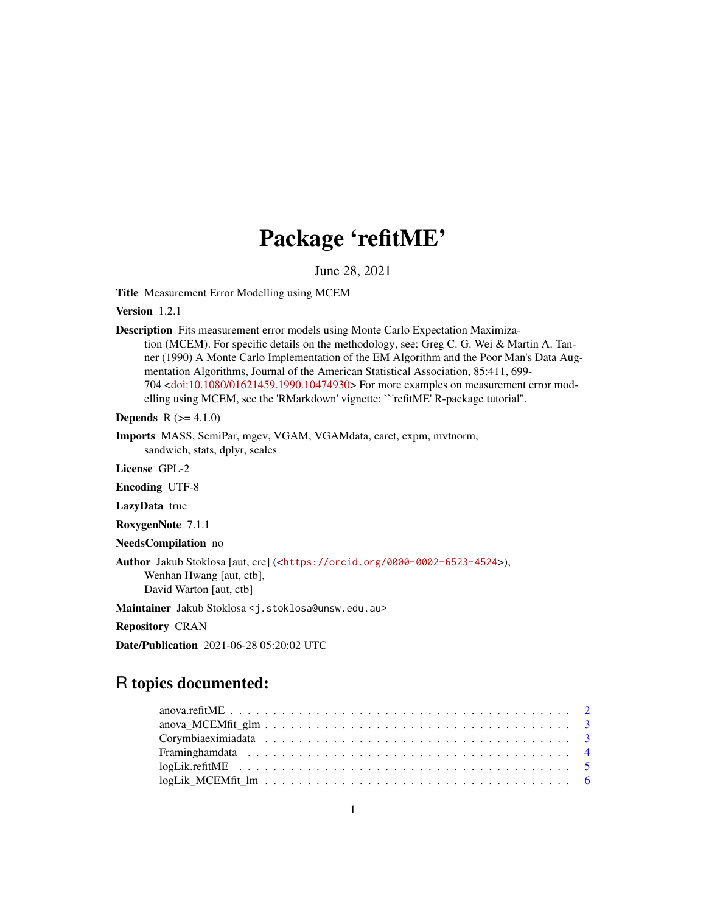# Package 'refitME'

June 28, 2021

**Title** Measurement Error Modelling using MCEM

**Version** 1.2.1

**Description** Fits measurement error models using Monte Carlo Expectation Maximization (MCEM). For specific details on the methodology, see: Greg C. G. Wei & Martin A. Tanner (1990) A Monte Carlo Implementation of the EM Algorithm and the Poor Man's Data Augmentation Algorithms, Journal of the American Statistical Association, 85:411, 699-704 <doi:10.1080/01621459.1990.10474930> For more examples on measurement error modelling using MCEM, see the 'RMarkdown' vignette: ```refitME' R-package tutorial".

**Depends** R (>= 4.1.0)

**Imports** MASS, SemiPar, mgcv, VGAM, VGAMdata, caret, expm, mvtnorm, sandwich, stats, dplyr, scales

**License** GPL-2

**Encoding** UTF-8

**LazyData** true

**RoxygenNote** 7.1.1

**NeedsCompilation** no

**Author** Jakub Stoklosa [aut, cre] (<https://orcid.org/0000-0002-6523-4524>), Wenhan Hwang [aut, ctb], David Warton [aut, ctb]

**Maintainer** Jakub Stoklosa <j.stoklosa@unsw.edu.au>

**Repository** CRAN

**Date/Publication** 2021-06-28 05:20:02 UTC

## R topics documented:

- anova.refitME . . . . . 2
- anova_MCEMfit_glm . . . . . 3
- Corymbiaeximiadata . . . . . 3
- Framinghamdata . . . . . 4
- logLik.refitME . . . . . 5
- logLik_MCEMfit_lm . . . . . 6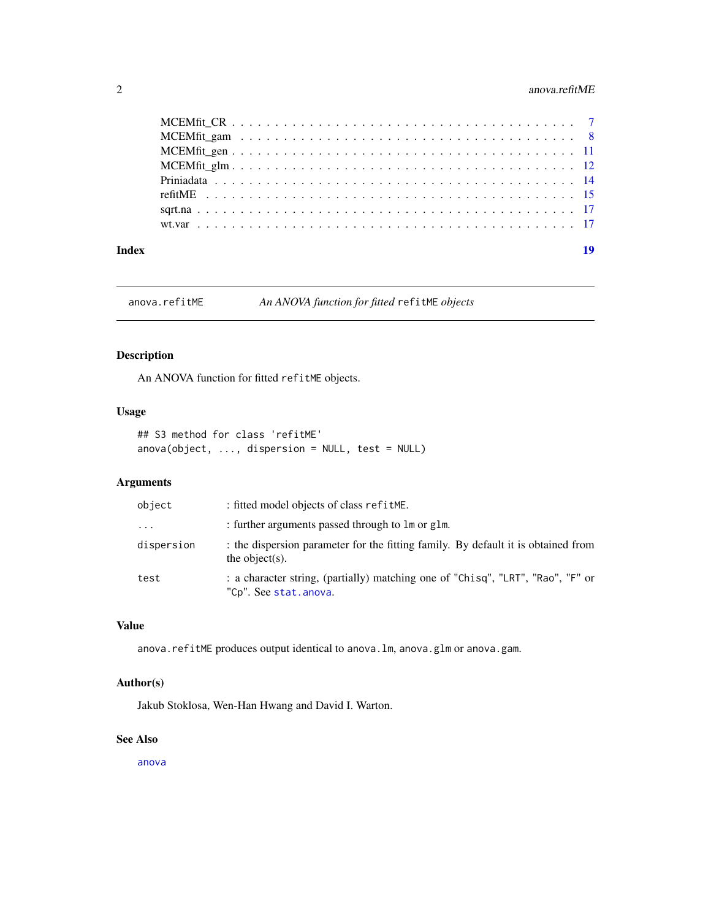MCEMfit_CR . . . . . . . . . . . . . . . . . . . . . . . . . . . . . . . . . . . . 7
MCEMfit_gam . . . . . . . . . . . . . . . . . . . . . . . . . . . . . . . . . . . 8
MCEMfit_gen . . . . . . . . . . . . . . . . . . . . . . . . . . . . . . . . . . . 11
MCEMfit_glm . . . . . . . . . . . . . . . . . . . . . . . . . . . . . . . . . . . 12
Priniadata . . . . . . . . . . . . . . . . . . . . . . . . . . . . . . . . . . . . 14
refitME . . . . . . . . . . . . . . . . . . . . . . . . . . . . . . . . . . . . . 15
sqrt.na . . . . . . . . . . . . . . . . . . . . . . . . . . . . . . . . . . . . . 17
wt.var . . . . . . . . . . . . . . . . . . . . . . . . . . . . . . . . . . . . . . 17

**Index** **19**

---

`anova.refitME` *An ANOVA function for fitted* `refitME` *objects*

---

## Description

An ANOVA function for fitted `refitME` objects.

## Usage

```
## S3 method for class 'refitME'
anova(object, ..., dispersion = NULL, test = NULL)
```

## Arguments

| | |
|---|---|
| `object` | : fitted model objects of class `refitME`. |
| `...` | : further arguments passed through to `lm` or `glm`. |
| `dispersion` | : the dispersion parameter for the fitting family. By default it is obtained from the object(s). |
| `test` | : a character string, (partially) matching one of `"Chisq"`, `"LRT"`, `"Rao"`, `"F"` or `"Cp"`. See `stat.anova`. |

## Value

`anova.refitME` produces output identical to `anova.lm`, `anova.glm` or `anova.gam`.

## Author(s)

Jakub Stoklosa, Wen-Han Hwang and David I. Warton.

## See Also

`anova`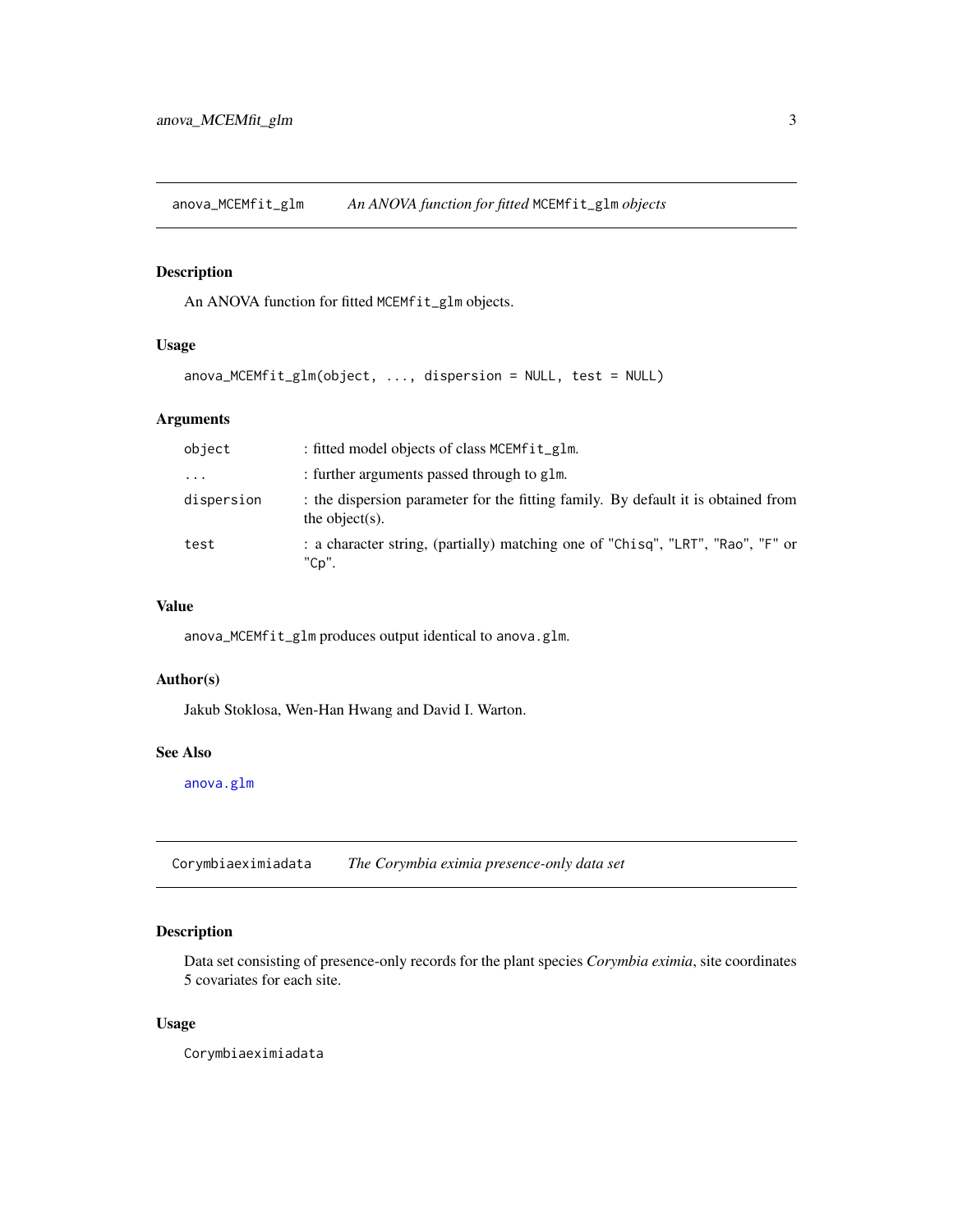## anova_MCEMfit_glm    *An ANOVA function for fitted* MCEMfit_glm *objects*

### Description

An ANOVA function for fitted MCEMfit_glm objects.

### Usage

```
anova_MCEMfit_glm(object, ..., dispersion = NULL, test = NULL)
```

### Arguments

| | |
|---|---|
| object | : fitted model objects of class MCEMfit_glm. |
| ... | : further arguments passed through to glm. |
| dispersion | : the dispersion parameter for the fitting family. By default it is obtained from the object(s). |
| test | : a character string, (partially) matching one of "Chisq", "LRT", "Rao", "F" or "Cp". |

### Value

anova_MCEMfit_glm produces output identical to anova.glm.

### Author(s)

Jakub Stoklosa, Wen-Han Hwang and David I. Warton.

### See Also

anova.glm

## Corymbiaeximiadata    *The Corymbia eximia presence-only data set*

### Description

Data set consisting of presence-only records for the plant species *Corymbia eximia*, site coordinates 5 covariates for each site.

### Usage

```
Corymbiaeximiadata
```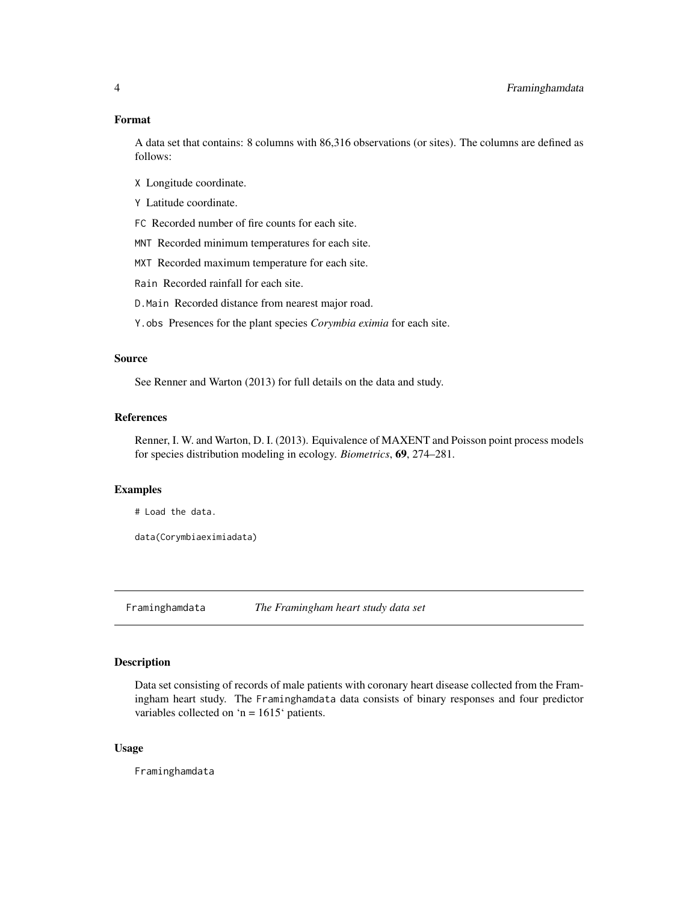### Format

A data set that contains: 8 columns with 86,316 observations (or sites). The columns are defined as follows:

- `X` Longitude coordinate.
- `Y` Latitude coordinate.
- `FC` Recorded number of fire counts for each site.
- `MNT` Recorded minimum temperatures for each site.
- `MXT` Recorded maximum temperature for each site.
- `Rain` Recorded rainfall for each site.
- `D.Main` Recorded distance from nearest major road.
- `Y.obs` Presences for the plant species *Corymbia eximia* for each site.

### Source

See Renner and Warton (2013) for full details on the data and study.

### References

Renner, I. W. and Warton, D. I. (2013). Equivalence of MAXENT and Poisson point process models for species distribution modeling in ecology. *Biometrics*, **69**, 274–281.

### Examples

```
# Load the data.

data(Corymbiaeximiadata)
```

---

## Framinghamdata *The Framingham heart study data set*

---

### Description

Data set consisting of records of male patients with coronary heart disease collected from the Framingham heart study. The `Framinghamdata` data consists of binary responses and four predictor variables collected on 'n = 1615' patients.

### Usage

```
Framinghamdata
```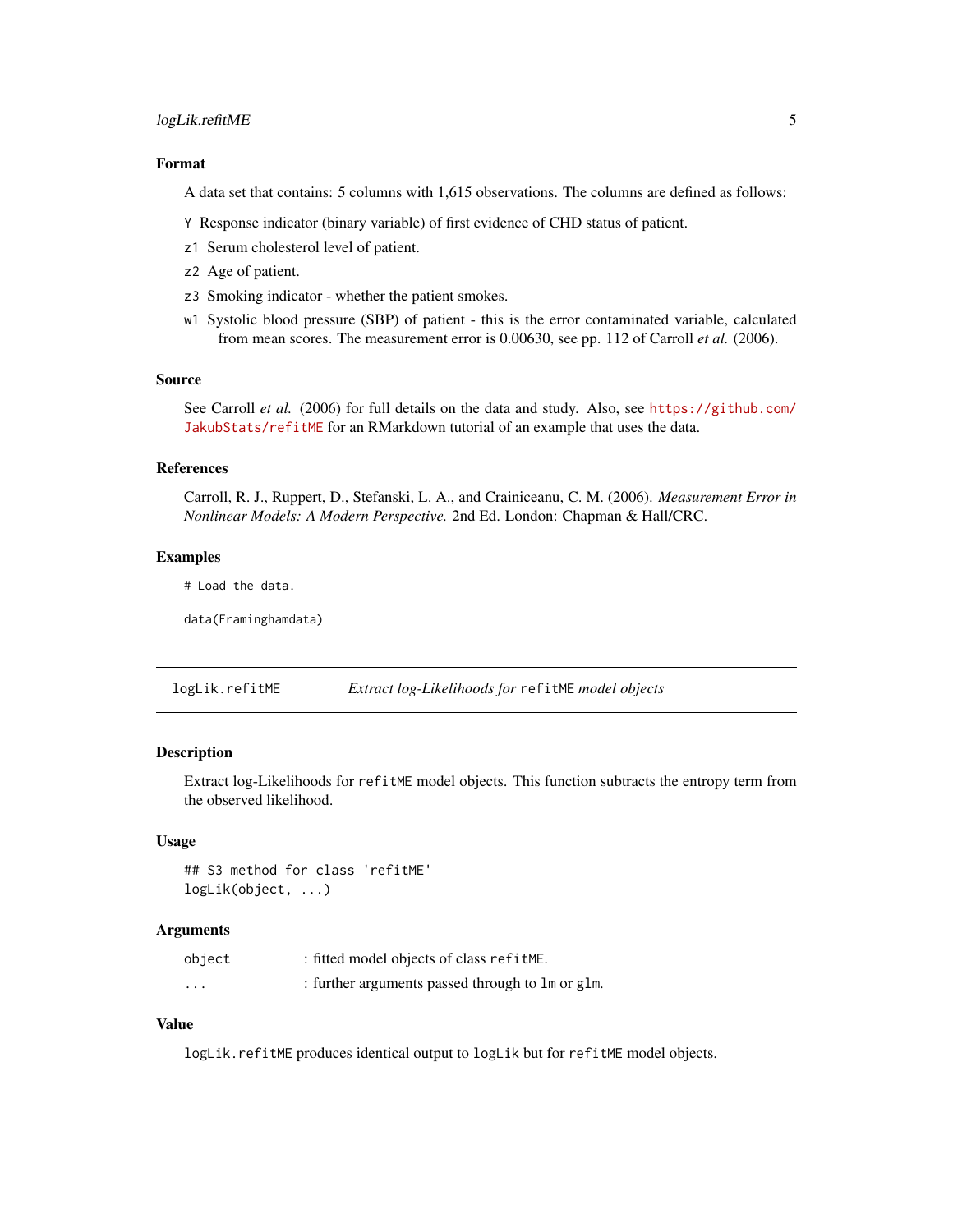### Format

A data set that contains: 5 columns with 1,615 observations. The columns are defined as follows:

- `Y` Response indicator (binary variable) of first evidence of CHD status of patient.
- `z1` Serum cholesterol level of patient.
- `z2` Age of patient.
- `z3` Smoking indicator - whether the patient smokes.
- `w1` Systolic blood pressure (SBP) of patient - this is the error contaminated variable, calculated from mean scores. The measurement error is 0.00630, see pp. 112 of Carroll *et al.* (2006).

### Source

See Carroll *et al.* (2006) for full details on the data and study. Also, see https://github.com/JakubStats/refitME for an RMarkdown tutorial of an example that uses the data.

### References

Carroll, R. J., Ruppert, D., Stefanski, L. A., and Crainiceanu, C. M. (2006). *Measurement Error in Nonlinear Models: A Modern Perspective.* 2nd Ed. London: Chapman & Hall/CRC.

### Examples

```
# Load the data.

data(Framinghamdata)
```

---

## logLik.refitME — *Extract log-Likelihoods for* `refitME` *model objects*

### Description

Extract log-Likelihoods for `refitME` model objects. This function subtracts the entropy term from the observed likelihood.

### Usage

```
## S3 method for class 'refitME'
logLik(object, ...)
```

### Arguments

| | |
|---|---|
| `object` | : fitted model objects of class `refitME`. |
| `...` | : further arguments passed through to `lm` or `glm`. |

### Value

`logLik.refitME` produces identical output to `logLik` but for `refitME` model objects.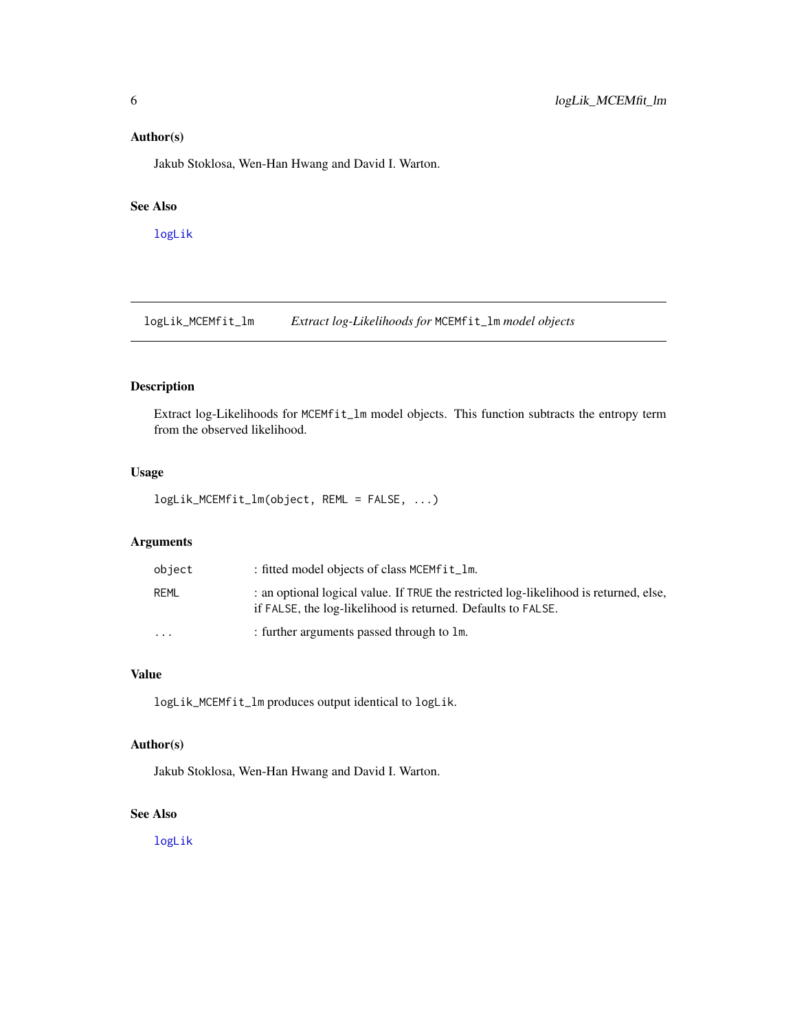## Author(s)

Jakub Stoklosa, Wen-Han Hwang and David I. Warton.

## See Also

logLik

---

# logLik_MCEMfit_lm — *Extract log-Likelihoods for* MCEMfit_lm *model objects*

## Description

Extract log-Likelihoods for MCEMfit_lm model objects. This function subtracts the entropy term from the observed likelihood.

## Usage

```
logLik_MCEMfit_lm(object, REML = FALSE, ...)
```

## Arguments

| | |
|---|---|
| object | : fitted model objects of class MCEMfit_lm. |
| REML | : an optional logical value. If TRUE the restricted log-likelihood is returned, else, if FALSE, the log-likelihood is returned. Defaults to FALSE. |
| ... | : further arguments passed through to lm. |

## Value

logLik_MCEMfit_lm produces output identical to logLik.

## Author(s)

Jakub Stoklosa, Wen-Han Hwang and David I. Warton.

## See Also

logLik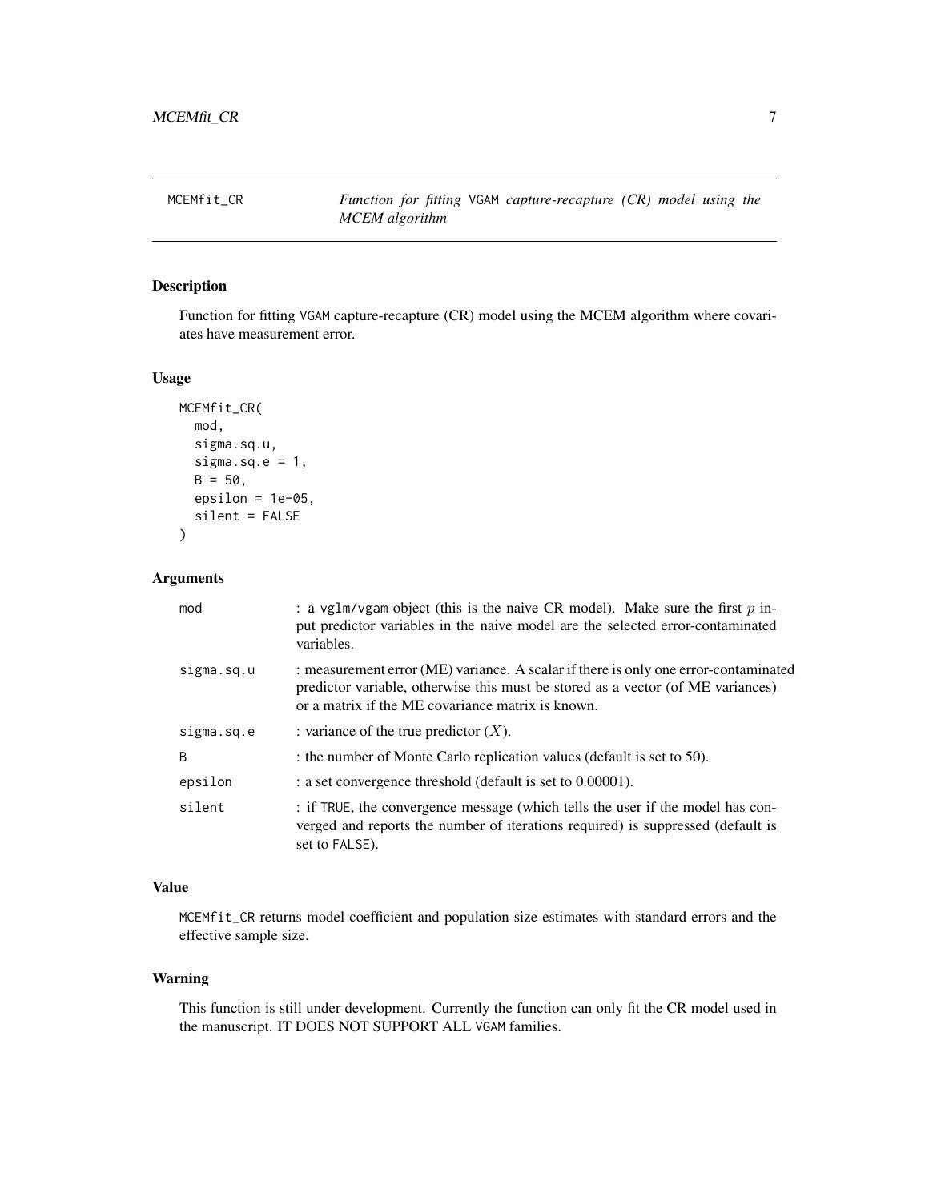# MCEMfit_CR — *Function for fitting VGAM capture-recapture (CR) model using the MCEM algorithm*

## Description

Function for fitting VGAM capture-recapture (CR) model using the MCEM algorithm where covariates have measurement error.

## Usage

```
MCEMfit_CR(
  mod,
  sigma.sq.u,
  sigma.sq.e = 1,
  B = 50,
  epsilon = 1e-05,
  silent = FALSE
)
```

## Arguments

| Argument | Description |
|---|---|
| mod | : a vglm/vgam object (this is the naive CR model). Make sure the first $p$ input predictor variables in the naive model are the selected error-contaminated variables. |
| sigma.sq.u | : measurement error (ME) variance. A scalar if there is only one error-contaminated predictor variable, otherwise this must be stored as a vector (of ME variances) or a matrix if the ME covariance matrix is known. |
| sigma.sq.e | : variance of the true predictor ($X$). |
| B | : the number of Monte Carlo replication values (default is set to 50). |
| epsilon | : a set convergence threshold (default is set to 0.00001). |
| silent | : if TRUE, the convergence message (which tells the user if the model has converged and reports the number of iterations required) is suppressed (default is set to FALSE). |

## Value

MCEMfit_CR returns model coefficient and population size estimates with standard errors and the effective sample size.

## Warning

This function is still under development. Currently the function can only fit the CR model used in the manuscript. IT DOES NOT SUPPORT ALL VGAM families.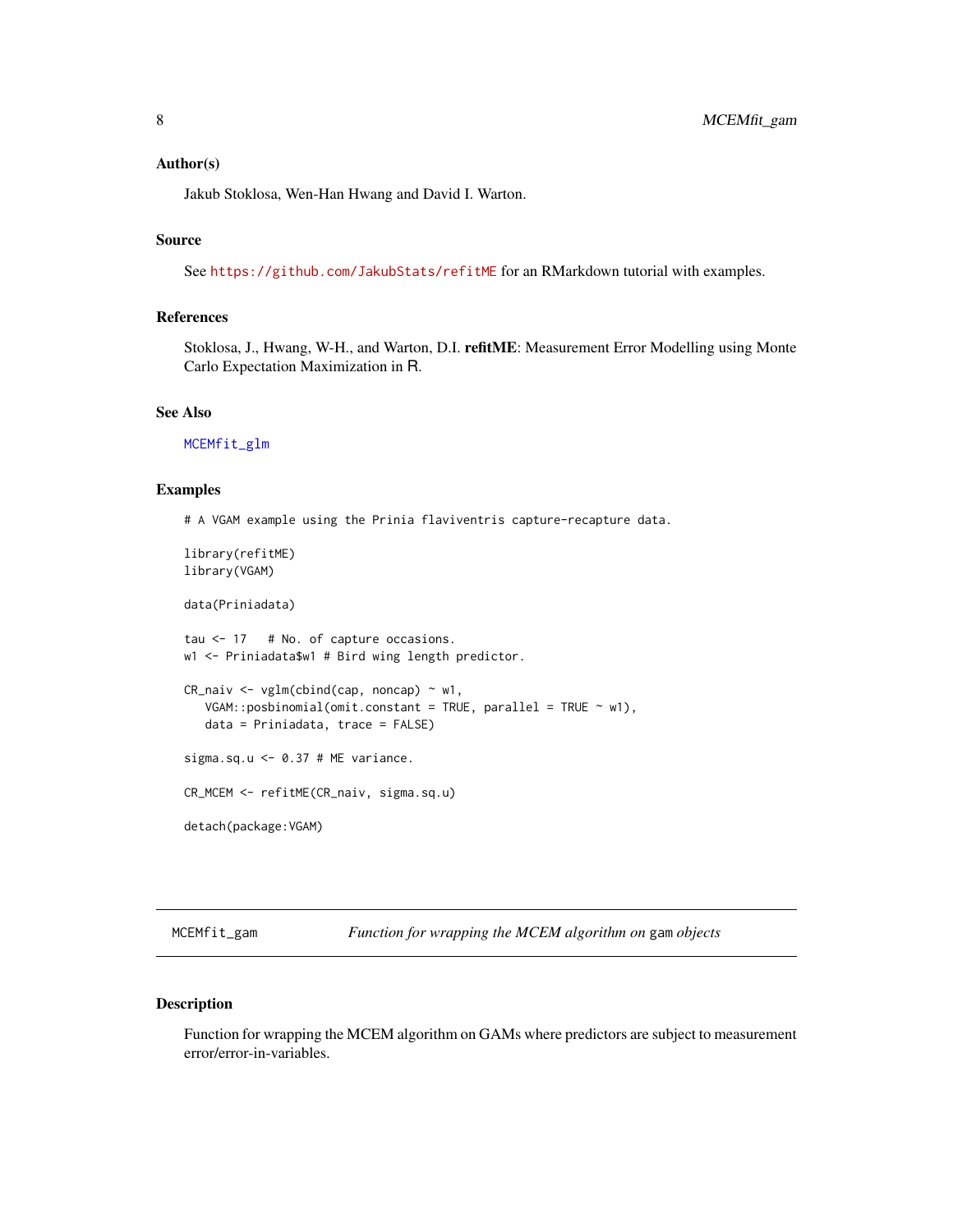### Author(s)

Jakub Stoklosa, Wen-Han Hwang and David I. Warton.

### Source

See https://github.com/JakubStats/refitME for an RMarkdown tutorial with examples.

### References

Stoklosa, J., Hwang, W-H., and Warton, D.I. **refitME**: Measurement Error Modelling using Monte Carlo Expectation Maximization in R.

### See Also

MCEMfit_glm

### Examples

```
# A VGAM example using the Prinia flaviventris capture-recapture data.

library(refitME)
library(VGAM)

data(Priniadata)

tau <- 17   # No. of capture occasions.
w1 <- Priniadata$w1 # Bird wing length predictor.

CR_naiv <- vglm(cbind(cap, noncap) ~ w1,
   VGAM::posbinomial(omit.constant = TRUE, parallel = TRUE ~ w1),
   data = Priniadata, trace = FALSE)

sigma.sq.u <- 0.37 # ME variance.

CR_MCEM <- refitME(CR_naiv, sigma.sq.u)

detach(package:VGAM)
```

---

## MCEMfit_gam — *Function for wrapping the MCEM algorithm on* `gam` *objects*

### Description

Function for wrapping the MCEM algorithm on GAMs where predictors are subject to measurement error/error-in-variables.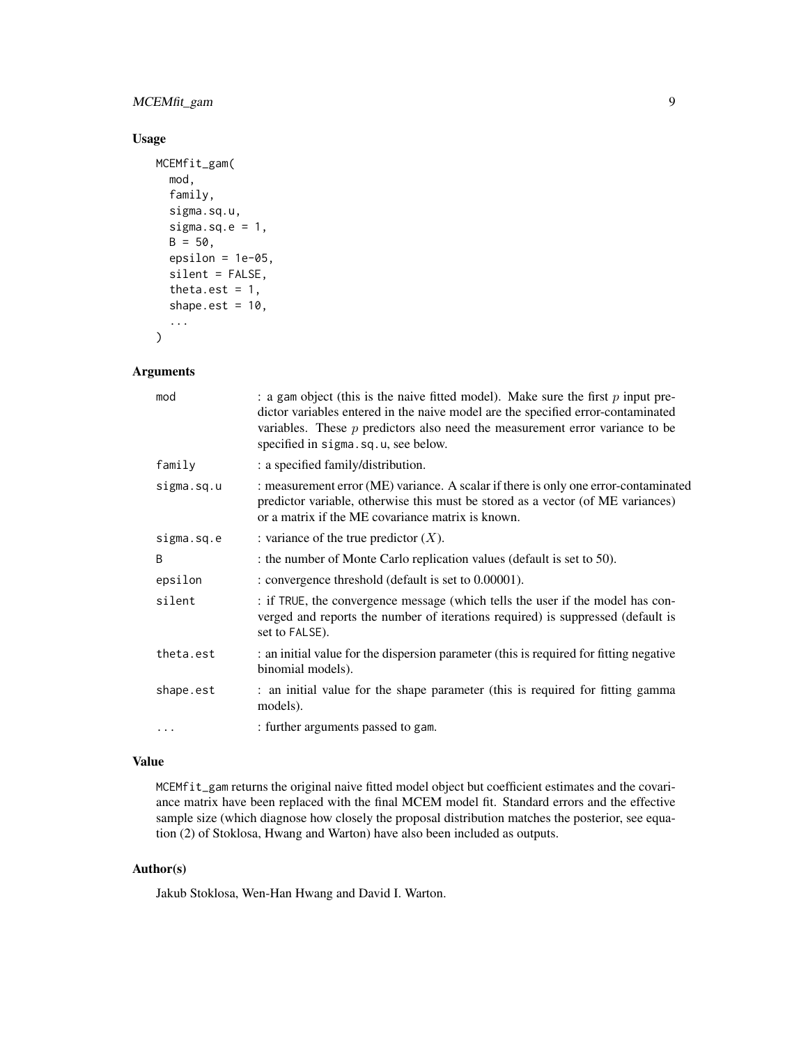## Usage

```
MCEMfit_gam(
  mod,
  family,
  sigma.sq.u,
  sigma.sq.e = 1,
  B = 50,
  epsilon = 1e-05,
  silent = FALSE,
  theta.est = 1,
  shape.est = 10,
  ...
)
```

## Arguments

| | |
|---|---|
| mod | : a gam object (this is the naive fitted model). Make sure the first $p$ input predictor variables entered in the naive model are the specified error-contaminated variables. These $p$ predictors also need the measurement error variance to be specified in `sigma.sq.u`, see below. |
| family | : a specified family/distribution. |
| sigma.sq.u | : measurement error (ME) variance. A scalar if there is only one error-contaminated predictor variable, otherwise this must be stored as a vector (of ME variances) or a matrix if the ME covariance matrix is known. |
| sigma.sq.e | : variance of the true predictor ($X$). |
| B | : the number of Monte Carlo replication values (default is set to 50). |
| epsilon | : convergence threshold (default is set to 0.00001). |
| silent | : if `TRUE`, the convergence message (which tells the user if the model has converged and reports the number of iterations required) is suppressed (default is set to `FALSE`). |
| theta.est | : an initial value for the dispersion parameter (this is required for fitting negative binomial models). |
| shape.est | : an initial value for the shape parameter (this is required for fitting gamma models). |
| ... | : further arguments passed to gam. |

## Value

`MCEMfit_gam` returns the original naive fitted model object but coefficient estimates and the covariance matrix have been replaced with the final MCEM model fit. Standard errors and the effective sample size (which diagnose how closely the proposal distribution matches the posterior, see equation (2) of Stoklosa, Hwang and Warton) have also been included as outputs.

## Author(s)

Jakub Stoklosa, Wen-Han Hwang and David I. Warton.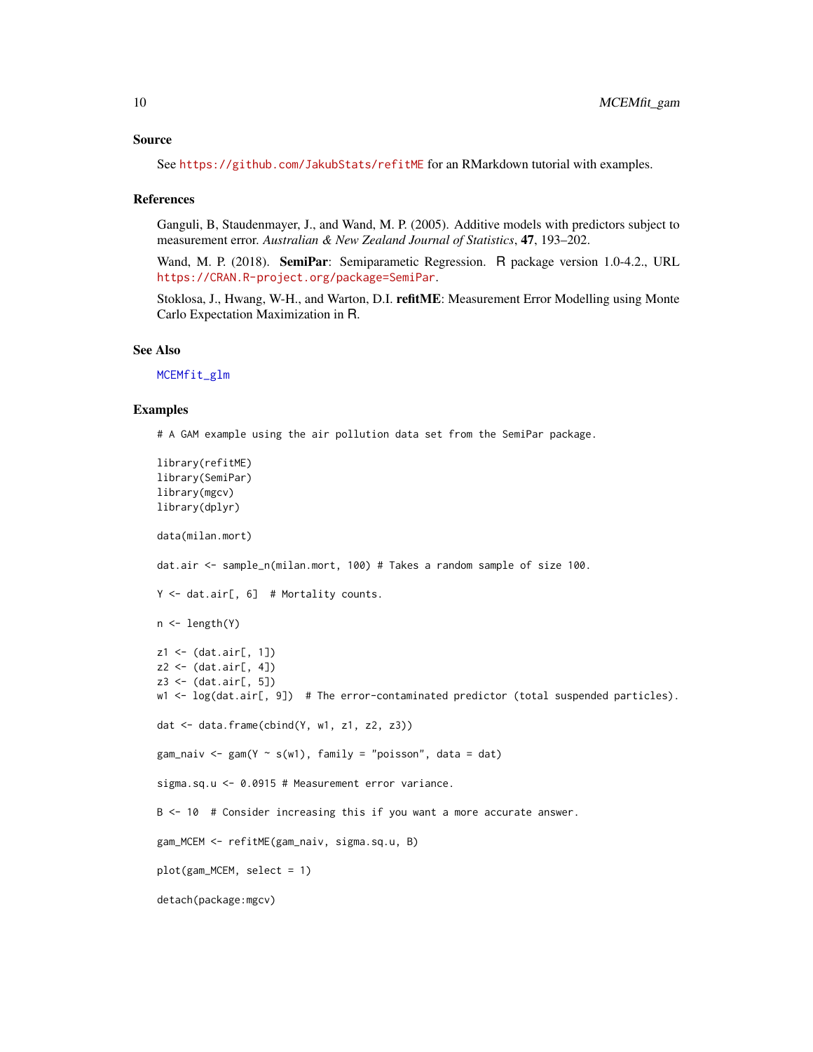## Source

See https://github.com/JakubStats/refitME for an RMarkdown tutorial with examples.

## References

Ganguli, B, Staudenmayer, J., and Wand, M. P. (2005). Additive models with predictors subject to measurement error. *Australian & New Zealand Journal of Statistics*, **47**, 193–202.

Wand, M. P. (2018). **SemiPar**: Semiparametric Regression. R package version 1.0-4.2., URL https://CRAN.R-project.org/package=SemiPar.

Stoklosa, J., Hwang, W-H., and Warton, D.I. **refitME**: Measurement Error Modelling using Monte Carlo Expectation Maximization in R.

## See Also

MCEMfit_glm

## Examples

```
# A GAM example using the air pollution data set from the SemiPar package.

library(refitME)
library(SemiPar)
library(mgcv)
library(dplyr)

data(milan.mort)

dat.air <- sample_n(milan.mort, 100) # Takes a random sample of size 100.

Y <- dat.air[, 6]  # Mortality counts.

n <- length(Y)

z1 <- (dat.air[, 1])
z2 <- (dat.air[, 4])
z3 <- (dat.air[, 5])
w1 <- log(dat.air[, 9])  # The error-contaminated predictor (total suspended particles).

dat <- data.frame(cbind(Y, w1, z1, z2, z3))

gam_naiv <- gam(Y ~ s(w1), family = "poisson", data = dat)

sigma.sq.u <- 0.0915 # Measurement error variance.

B <- 10  # Consider increasing this if you want a more accurate answer.

gam_MCEM <- refitME(gam_naiv, sigma.sq.u, B)

plot(gam_MCEM, select = 1)

detach(package:mgcv)
```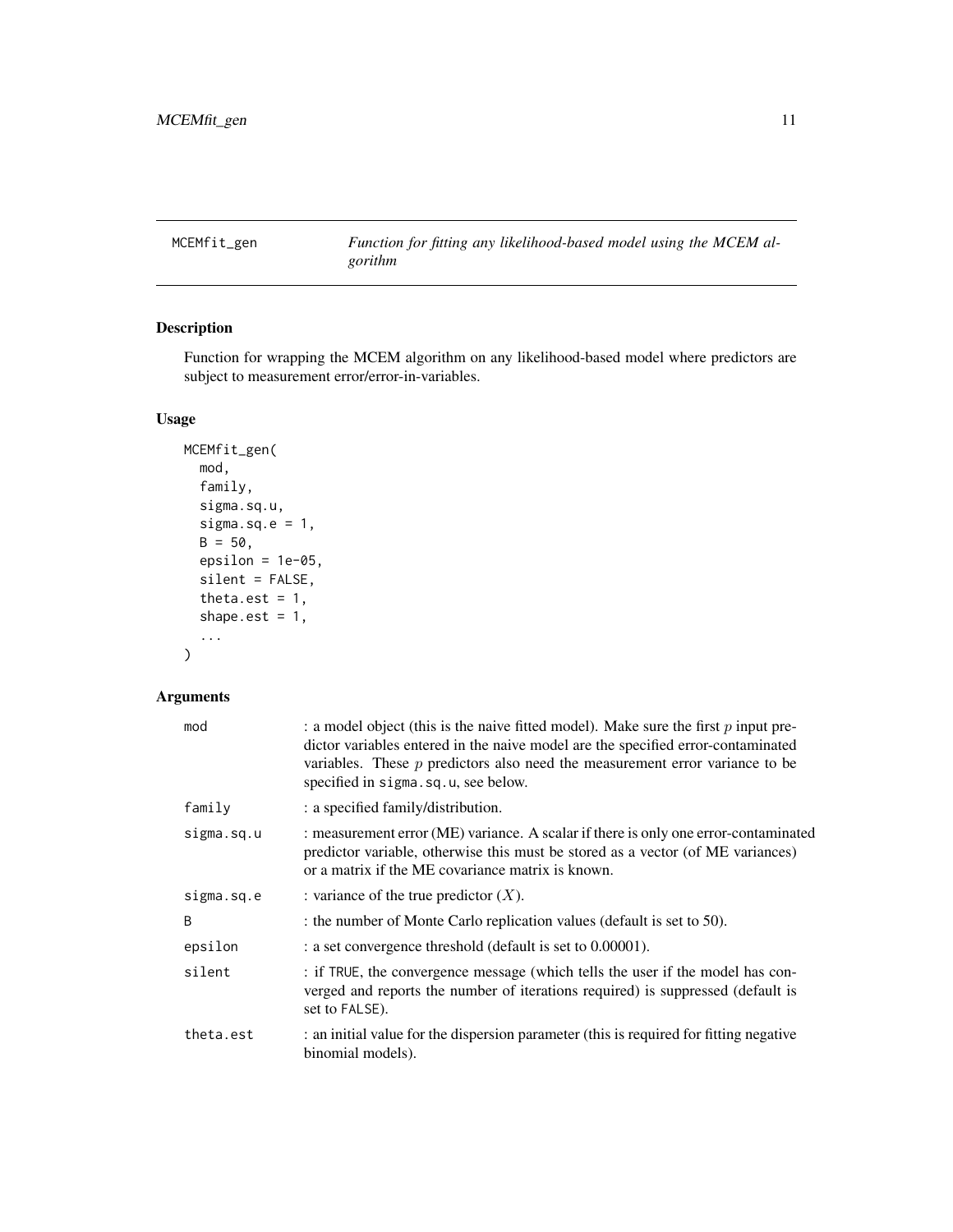# MCEMfit_gen — *Function for fitting any likelihood-based model using the MCEM algorithm*

## Description

Function for wrapping the MCEM algorithm on any likelihood-based model where predictors are subject to measurement error/error-in-variables.

## Usage

```
MCEMfit_gen(
  mod,
  family,
  sigma.sq.u,
  sigma.sq.e = 1,
  B = 50,
  epsilon = 1e-05,
  silent = FALSE,
  theta.est = 1,
  shape.est = 1,
  ...
)
```

## Arguments

| | |
|---|---|
| mod | : a model object (this is the naive fitted model). Make sure the first $p$ input predictor variables entered in the naive model are the specified error-contaminated variables. These $p$ predictors also need the measurement error variance to be specified in sigma.sq.u, see below. |
| family | : a specified family/distribution. |
| sigma.sq.u | : measurement error (ME) variance. A scalar if there is only one error-contaminated predictor variable, otherwise this must be stored as a vector (of ME variances) or a matrix if the ME covariance matrix is known. |
| sigma.sq.e | : variance of the true predictor ($X$). |
| B | : the number of Monte Carlo replication values (default is set to 50). |
| epsilon | : a set convergence threshold (default is set to 0.00001). |
| silent | : if TRUE, the convergence message (which tells the user if the model has converged and reports the number of iterations required) is suppressed (default is set to FALSE). |
| theta.est | : an initial value for the dispersion parameter (this is required for fitting negative binomial models). |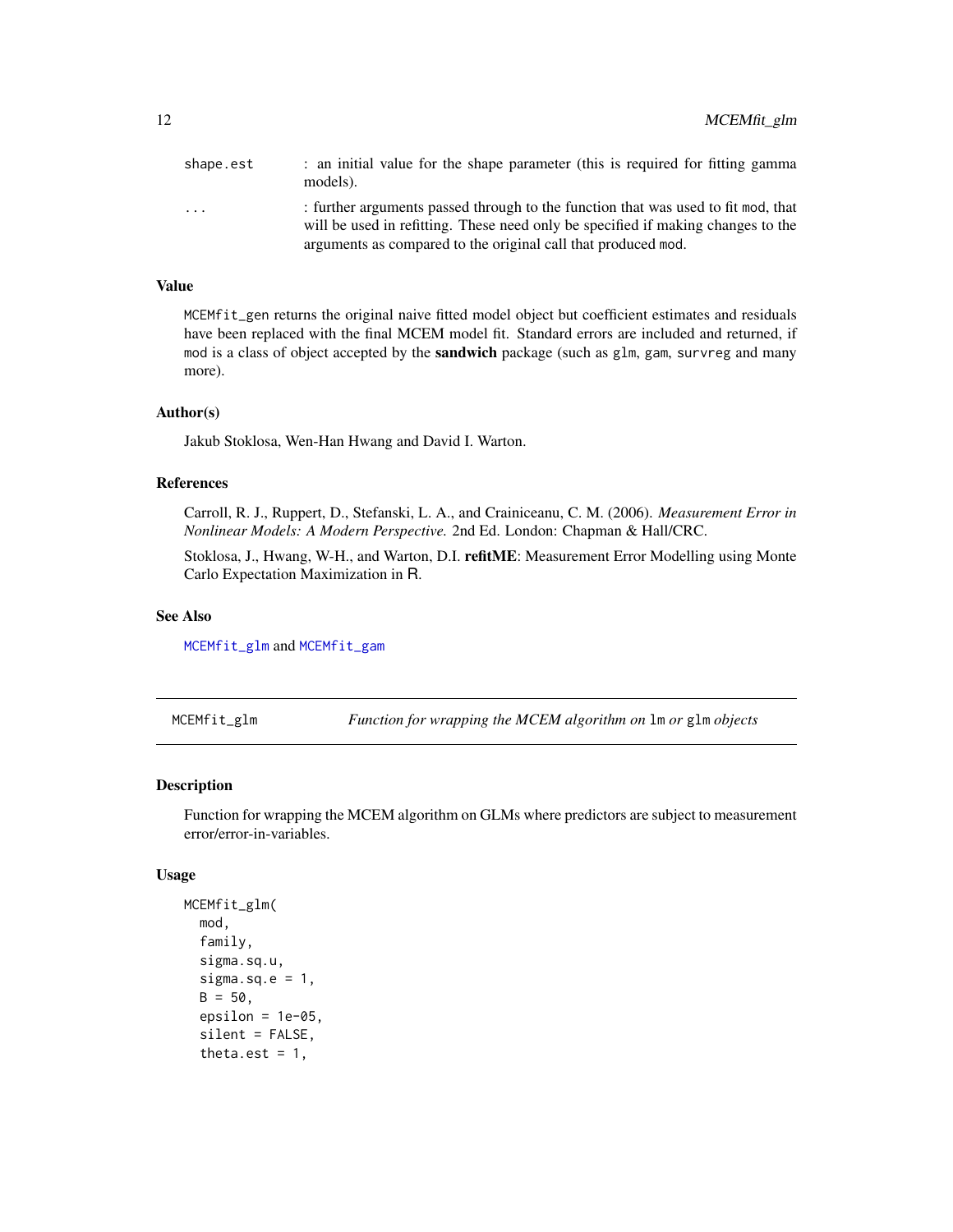| | |
|---|---|
| `shape.est` | : an initial value for the shape parameter (this is required for fitting gamma models). |
| `...` | : further arguments passed through to the function that was used to fit `mod`, that will be used in refitting. These need only be specified if making changes to the arguments as compared to the original call that produced `mod`. |

### Value

`MCEMfit_gen` returns the original naive fitted model object but coefficient estimates and residuals have been replaced with the final MCEM model fit. Standard errors are included and returned, if `mod` is a class of object accepted by the **sandwich** package (such as `glm`, `gam`, `survreg` and many more).

### Author(s)

Jakub Stoklosa, Wen-Han Hwang and David I. Warton.

### References

Carroll, R. J., Ruppert, D., Stefanski, L. A., and Crainiceanu, C. M. (2006). *Measurement Error in Nonlinear Models: A Modern Perspective.* 2nd Ed. London: Chapman & Hall/CRC.

Stoklosa, J., Hwang, W-H., and Warton, D.I. **refitME**: Measurement Error Modelling using Monte Carlo Expectation Maximization in R.

### See Also

`MCEMfit_glm` and `MCEMfit_gam`

---

## MCEMfit_glm — *Function for wrapping the MCEM algorithm on* `lm` *or* `glm` *objects*

### Description

Function for wrapping the MCEM algorithm on GLMs where predictors are subject to measurement error/error-in-variables.

### Usage

```
MCEMfit_glm(
  mod,
  family,
  sigma.sq.u,
  sigma.sq.e = 1,
  B = 50,
  epsilon = 1e-05,
  silent = FALSE,
  theta.est = 1,
```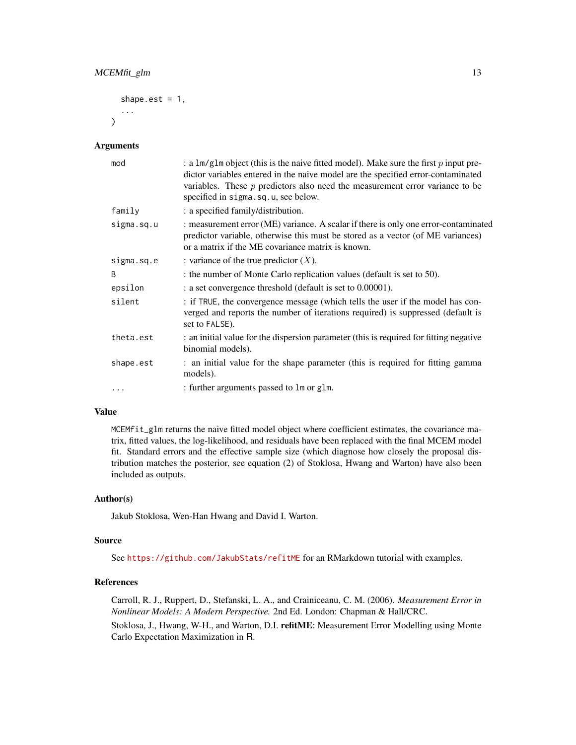```
  shape.est = 1,
  ...
)
```

## Arguments

| | |
|---|---|
| `mod` | : a `lm/glm` object (this is the naive fitted model). Make sure the first $p$ input predictor variables entered in the naive model are the specified error-contaminated variables. These $p$ predictors also need the measurement error variance to be specified in `sigma.sq.u`, see below. |
| `family` | : a specified family/distribution. |
| `sigma.sq.u` | : measurement error (ME) variance. A scalar if there is only one error-contaminated predictor variable, otherwise this must be stored as a vector (of ME variances) or a matrix if the ME covariance matrix is known. |
| `sigma.sq.e` | : variance of the true predictor ($X$). |
| `B` | : the number of Monte Carlo replication values (default is set to 50). |
| `epsilon` | : a set convergence threshold (default is set to 0.00001). |
| `silent` | : if `TRUE`, the convergence message (which tells the user if the model has converged and reports the number of iterations required) is suppressed (default is set to `FALSE`). |
| `theta.est` | : an initial value for the dispersion parameter (this is required for fitting negative binomial models). |
| `shape.est` | : an initial value for the shape parameter (this is required for fitting gamma models). |
| `...` | : further arguments passed to `lm` or `glm`. |

## Value

`MCEMfit_glm` returns the naive fitted model object where coefficient estimates, the covariance matrix, fitted values, the log-likelihood, and residuals have been replaced with the final MCEM model fit. Standard errors and the effective sample size (which diagnose how closely the proposal distribution matches the posterior, see equation (2) of Stoklosa, Hwang and Warton) have also been included as outputs.

## Author(s)

Jakub Stoklosa, Wen-Han Hwang and David I. Warton.

## Source

See https://github.com/JakubStats/refitME for an RMarkdown tutorial with examples.

## References

Carroll, R. J., Ruppert, D., Stefanski, L. A., and Crainiceanu, C. M. (2006). *Measurement Error in Nonlinear Models: A Modern Perspective.* 2nd Ed. London: Chapman & Hall/CRC.

Stoklosa, J., Hwang, W-H., and Warton, D.I. **refitME**: Measurement Error Modelling using Monte Carlo Expectation Maximization in R.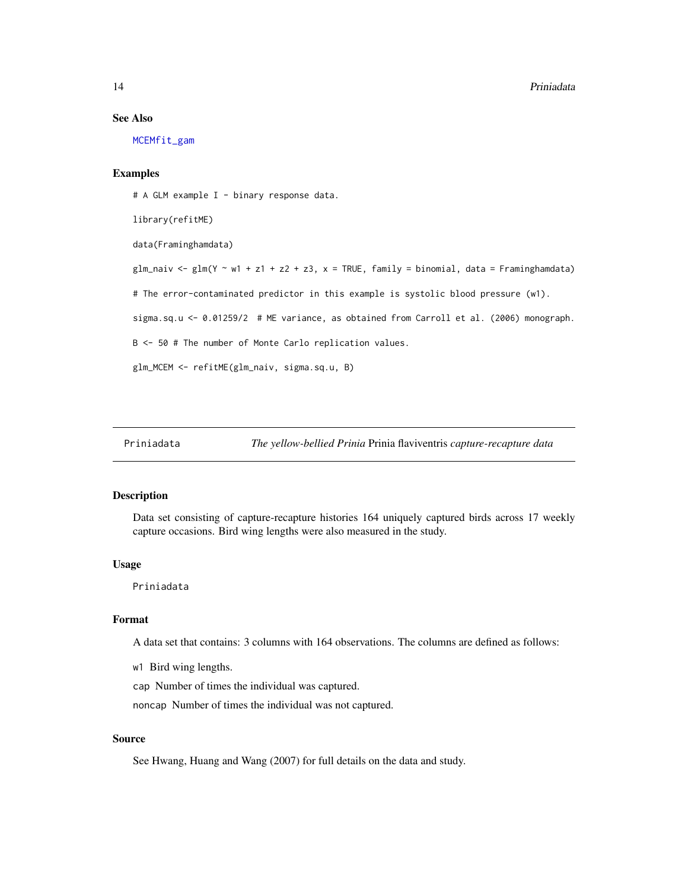### See Also

MCEMfit_gam

### Examples

```
# A GLM example I - binary response data.

library(refitME)

data(Framinghamdata)

glm_naiv <- glm(Y ~ w1 + z1 + z2 + z3, x = TRUE, family = binomial, data = Framinghamdata)

# The error-contaminated predictor in this example is systolic blood pressure (w1).

sigma.sq.u <- 0.01259/2  # ME variance, as obtained from Carroll et al. (2006) monograph.

B <- 50 # The number of Monte Carlo replication values.

glm_MCEM <- refitME(glm_naiv, sigma.sq.u, B)
```

---

## Priniadata — *The yellow-bellied Prinia* Prinia flaviventris *capture-recapture data*

### Description

Data set consisting of capture-recapture histories 164 uniquely captured birds across 17 weekly capture occasions. Bird wing lengths were also measured in the study.

### Usage

```
Priniadata
```

### Format

A data set that contains: 3 columns with 164 observations. The columns are defined as follows:

- `w1` Bird wing lengths.
- `cap` Number of times the individual was captured.
- `noncap` Number of times the individual was not captured.

### Source

See Hwang, Huang and Wang (2007) for full details on the data and study.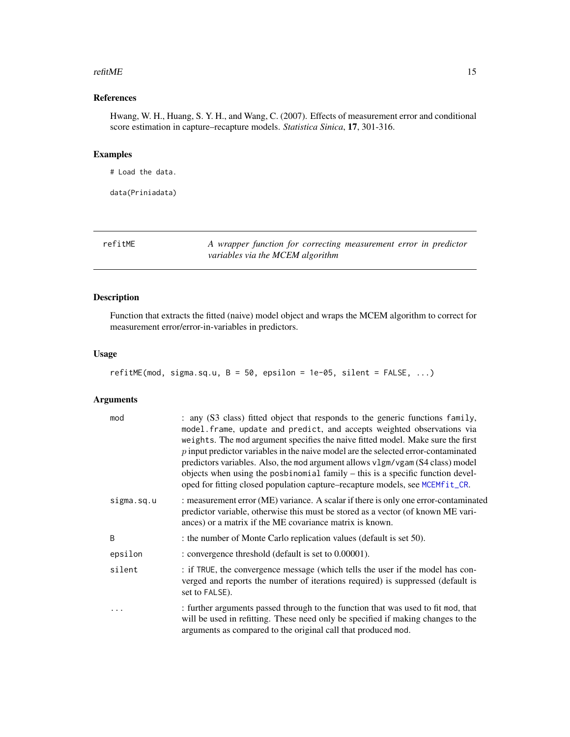### References

Hwang, W. H., Huang, S. Y. H., and Wang, C. (2007). Effects of measurement error and conditional score estimation in capture–recapture models. *Statistica Sinica*, **17**, 301-316.

### Examples

```
# Load the data.

data(Priniadata)
```

---

## refitME — *A wrapper function for correcting measurement error in predictor variables via the MCEM algorithm*

---

### Description

Function that extracts the fitted (naive) model object and wraps the MCEM algorithm to correct for measurement error/error-in-variables in predictors.

### Usage

```
refitME(mod, sigma.sq.u, B = 50, epsilon = 1e-05, silent = FALSE, ...)
```

### Arguments

| | |
|---|---|
| `mod` | : any (S3 class) fitted object that responds to the generic functions `family`, `model.frame`, `update` and `predict`, and accepts weighted observations via `weights`. The `mod` argument specifies the naive fitted model. Make sure the first $p$ input predictor variables in the naive model are the selected error-contaminated predictors variables. Also, the `mod` argument allows `vlgm/vgam` (S4 class) model objects when using the `posbinomial` family – this is a specific function developed for fitting closed population capture–recapture models, see `MCEMfit_CR`. |
| `sigma.sq.u` | : measurement error (ME) variance. A scalar if there is only one error-contaminated predictor variable, otherwise this must be stored as a vector (of known ME variances) or a matrix if the ME covariance matrix is known. |
| `B` | : the number of Monte Carlo replication values (default is set 50). |
| `epsilon` | : convergence threshold (default is set to 0.00001). |
| `silent` | : if `TRUE`, the convergence message (which tells the user if the model has converged and reports the number of iterations required) is suppressed (default is set to `FALSE`). |
| `...` | : further arguments passed through to the function that was used to fit `mod`, that will be used in refitting. These need only be specified if making changes to the arguments as compared to the original call that produced `mod`. |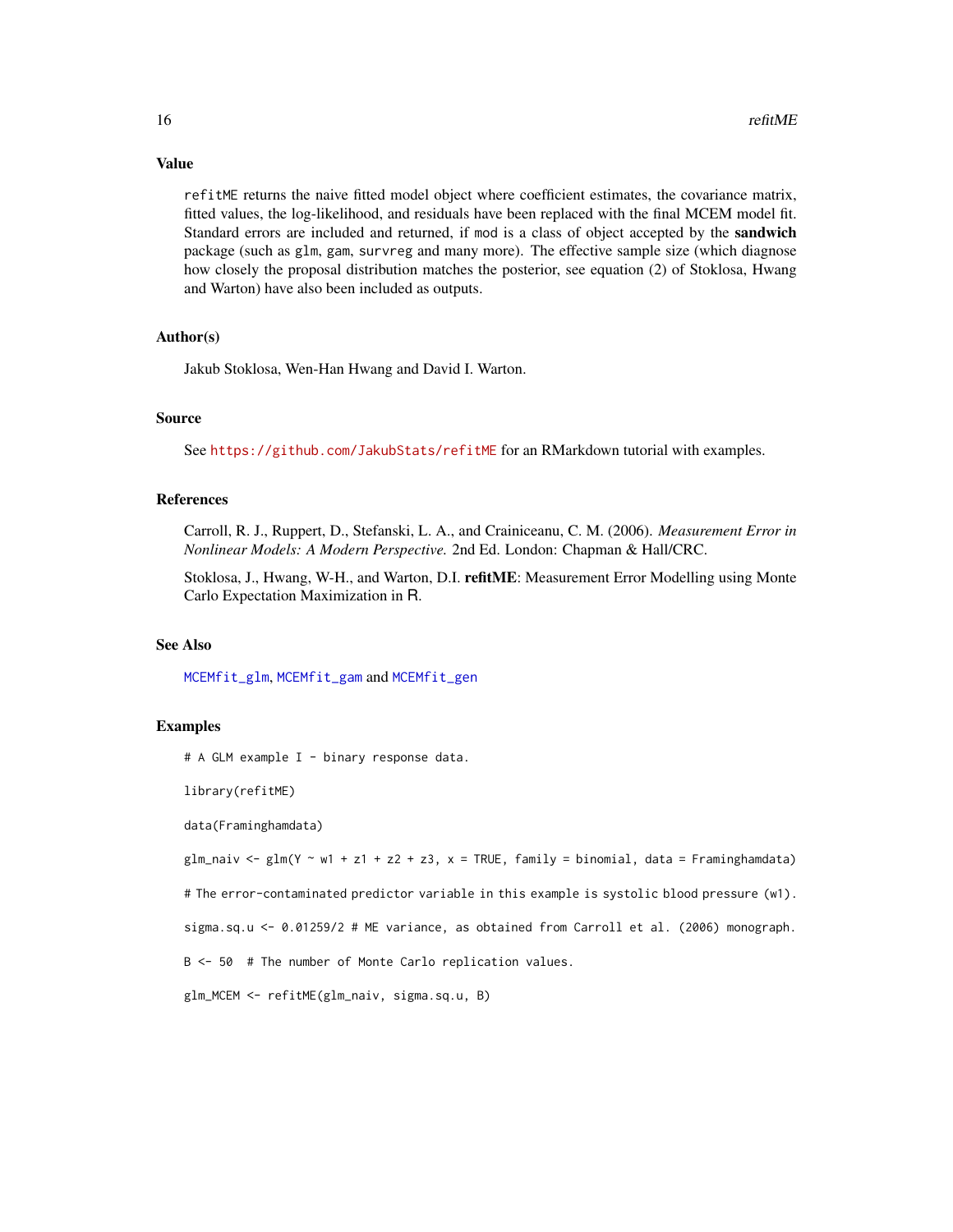## Value

`refitME` returns the naive fitted model object where coefficient estimates, the covariance matrix, fitted values, the log-likelihood, and residuals have been replaced with the final MCEM model fit. Standard errors are included and returned, if `mod` is a class of object accepted by the **sandwich** package (such as `glm`, `gam`, `survreg` and many more). The effective sample size (which diagnose how closely the proposal distribution matches the posterior, see equation (2) of Stoklosa, Hwang and Warton) have also been included as outputs.

## Author(s)

Jakub Stoklosa, Wen-Han Hwang and David I. Warton.

## Source

See https://github.com/JakubStats/refitME for an RMarkdown tutorial with examples.

## References

Carroll, R. J., Ruppert, D., Stefanski, L. A., and Crainiceanu, C. M. (2006). *Measurement Error in Nonlinear Models: A Modern Perspective.* 2nd Ed. London: Chapman & Hall/CRC.

Stoklosa, J., Hwang, W-H., and Warton, D.I. **refitME**: Measurement Error Modelling using Monte Carlo Expectation Maximization in R.

## See Also

`MCEMfit_glm`, `MCEMfit_gam` and `MCEMfit_gen`

## Examples

```
# A GLM example I - binary response data.

library(refitME)

data(Framinghamdata)

glm_naiv <- glm(Y ~ w1 + z1 + z2 + z3, x = TRUE, family = binomial, data = Framinghamdata)

# The error-contaminated predictor variable in this example is systolic blood pressure (w1).

sigma.sq.u <- 0.01259/2 # ME variance, as obtained from Carroll et al. (2006) monograph.

B <- 50  # The number of Monte Carlo replication values.

glm_MCEM <- refitME(glm_naiv, sigma.sq.u, B)
```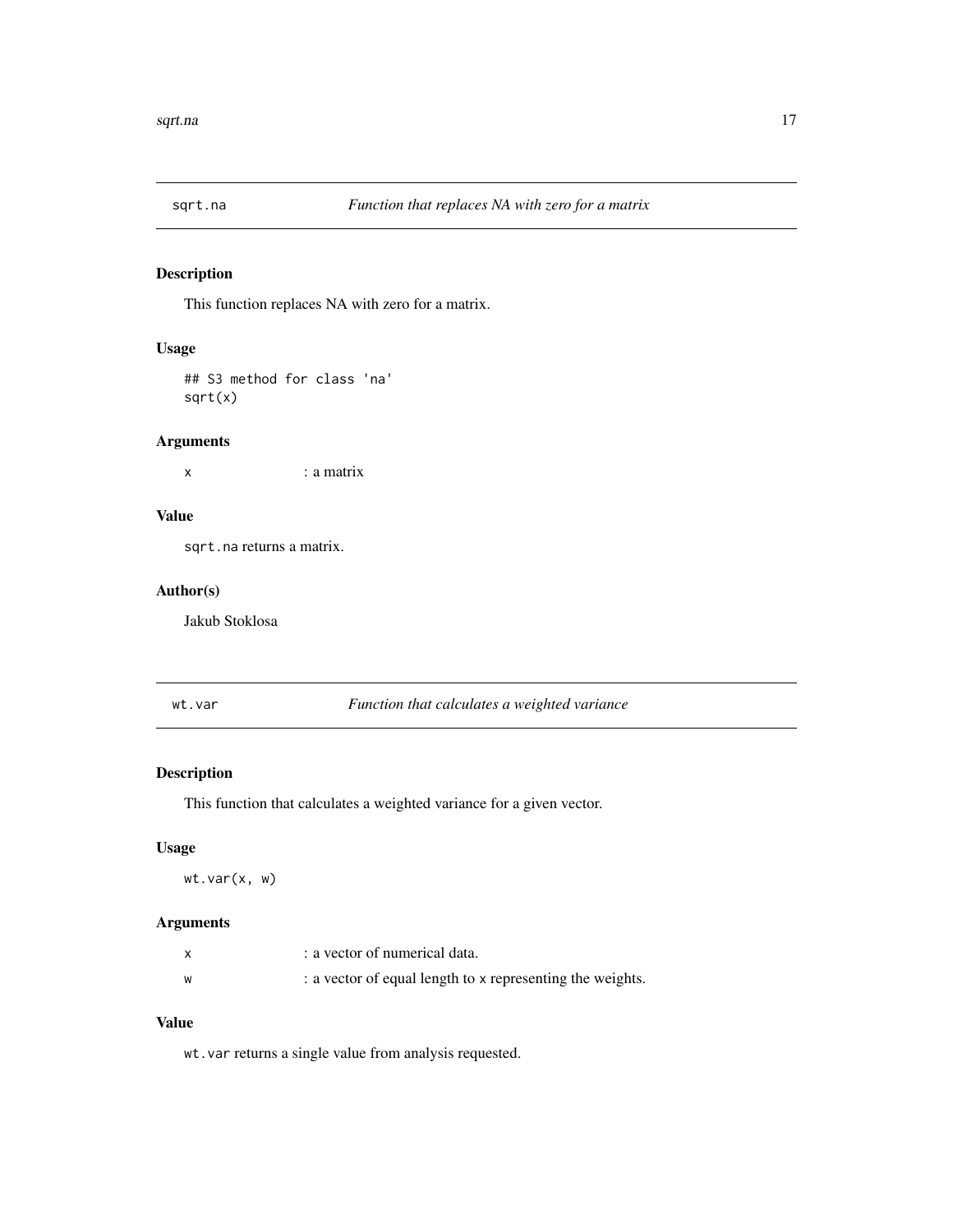## sqrt.na — *Function that replaces NA with zero for a matrix*

### Description

This function replaces NA with zero for a matrix.

### Usage

```
## S3 method for class 'na'
sqrt(x)
```

### Arguments

| | |
|---|---|
| x | : a matrix |

### Value

`sqrt.na` returns a matrix.

### Author(s)

Jakub Stoklosa

## wt.var — *Function that calculates a weighted variance*

### Description

This function that calculates a weighted variance for a given vector.

### Usage

```
wt.var(x, w)
```

### Arguments

| | |
|---|---|
| x | : a vector of numerical data. |
| w | : a vector of equal length to `x` representing the weights. |

### Value

`wt.var` returns a single value from analysis requested.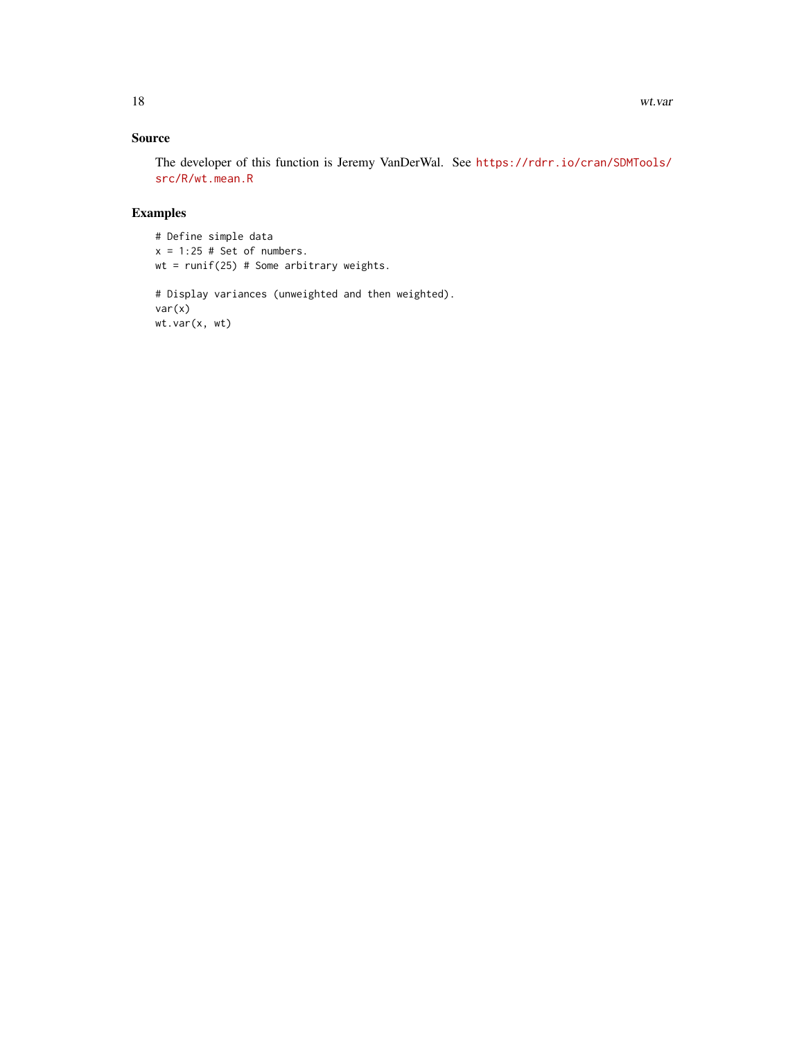## Source

The developer of this function is Jeremy VanDerWal. See https://rdrr.io/cran/SDMTools/src/R/wt.mean.R

## Examples

```
# Define simple data
x = 1:25 # Set of numbers.
wt = runif(25) # Some arbitrary weights.

# Display variances (unweighted and then weighted).
var(x)
wt.var(x, wt)
```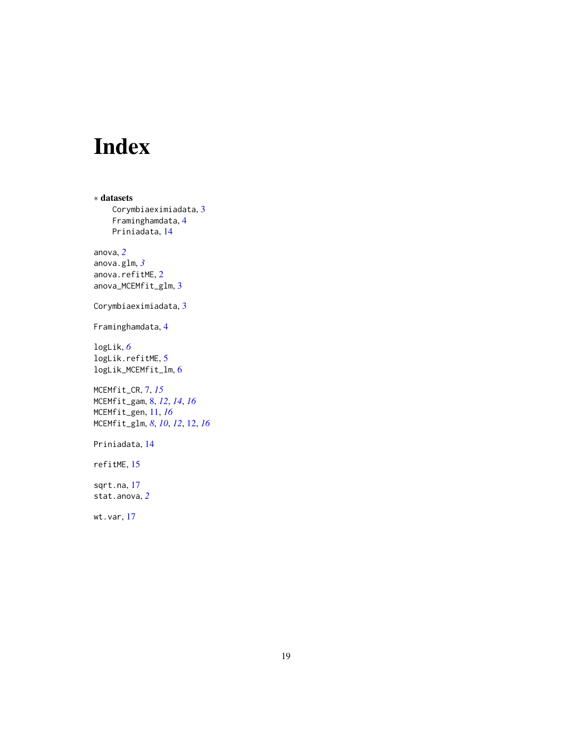# Index

∗ **datasets**

Corymbiaeximiadata, 3
Framinghamdata, 4
Priniadata, 14

anova, *2*
anova.glm, *3*
anova.refitME, 2
anova_MCEMfit_glm, 3

Corymbiaeximiadata, 3

Framinghamdata, 4

logLik, *6*
logLik.refitME, 5
logLik_MCEMfit_lm, 6

MCEMfit_CR, 7, *15*
MCEMfit_gam, 8, *12*, *14*, *16*
MCEMfit_gen, 11, *16*
MCEMfit_glm, *8*, *10*, *12*, 12, *16*

Priniadata, 14

refitME, 15

sqrt.na, 17
stat.anova, *2*

wt.var, 17